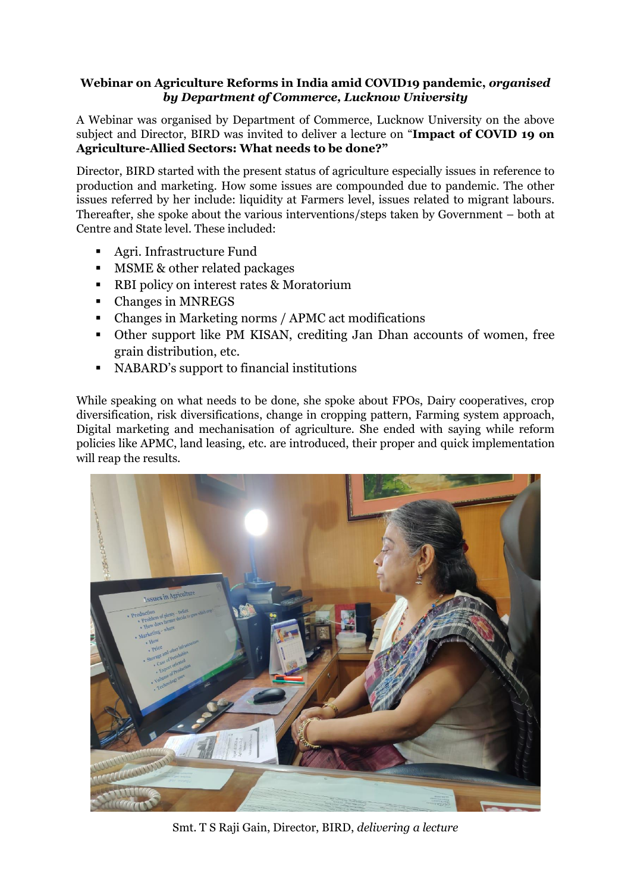**Webinar on Agriculture Reforms in India amid COVID19 pandemic, *organised by Department of Commerce, Lucknow University***

A Webinar was organised by Department of Commerce, Lucknow University on the above subject and Director, BIRD was invited to deliver a lecture on "**Impact of COVID 19 on Agriculture-Allied Sectors: What needs to be done?"**

Director, BIRD started with the present status of agriculture especially issues in reference to production and marketing. How some issues are compounded due to pandemic. The other issues referred by her include: liquidity at Farmers level, issues related to migrant labours. Thereafter, she spoke about the various interventions/steps taken by Government – both at Centre and State level. These included:

- Agri. Infrastructure Fund
- MSME & other related packages
- RBI policy on interest rates & Moratorium
- Changes in MNREGS
- Changes in Marketing norms / APMC act modifications
- Other support like PM KISAN, crediting Jan Dhan accounts of women, free grain distribution, etc.
- NABARD's support to financial institutions

While speaking on what needs to be done, she spoke about FPOs, Dairy cooperatives, crop diversification, risk diversifications, change in cropping pattern, Farming system approach, Digital marketing and mechanisation of agriculture. She ended with saying while reform policies like APMC, land leasing, etc. are introduced, their proper and quick implementation will reap the results.

Smt. T S Raji Gain, Director, BIRD, *delivering a lecture*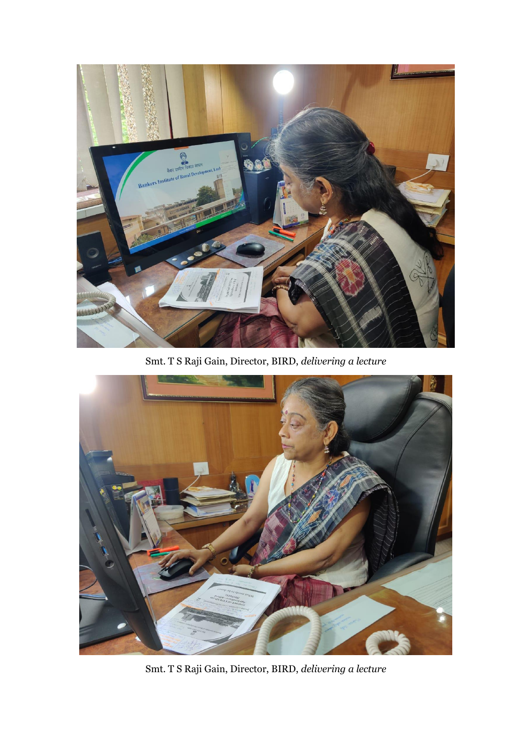Smt. T S Raji Gain, Director, BIRD, *delivering a lecture*

Smt. T S Raji Gain, Director, BIRD, *delivering a lecture*